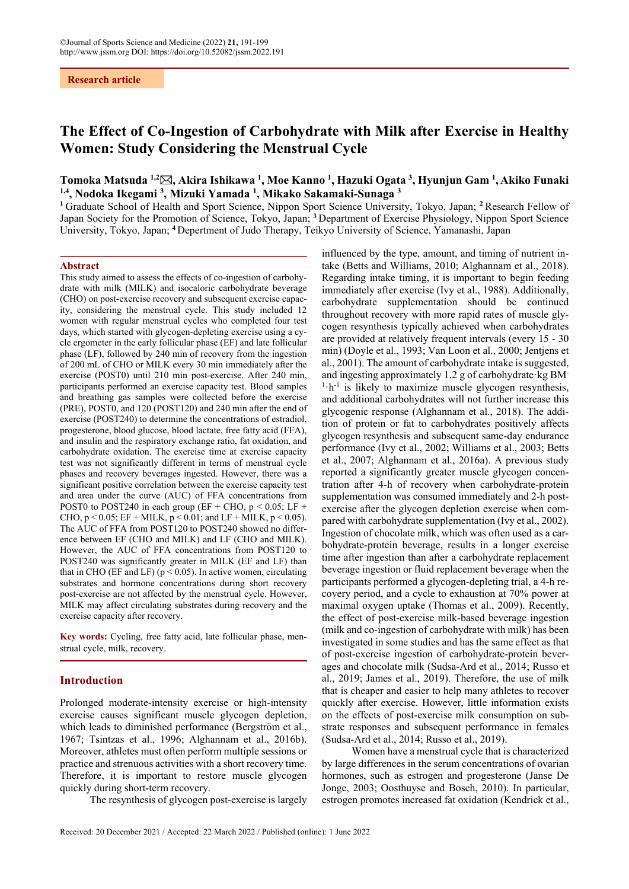Research article

# The Effect of Co-Ingestion of Carbohydrate with Milk after Exercise in Healthy Women: Study Considering the Menstrual Cycle

**Tomoka Matsuda [1,2]✉, Akira Ishikawa [1], Moe Kanno [1], Hazuki Ogata [3], Hyunjun Gam [1], Akiko Funaki [1,4], Nodoka Ikegami [3], Mizuki Yamada [1], Mikako Sakamaki-Sunaga [3]**

[1] Graduate School of Health and Sport Science, Nippon Sport Science University, Tokyo, Japan; [2] Research Fellow of Japan Society for the Promotion of Science, Tokyo, Japan; [3] Department of Exercise Physiology, Nippon Sport Science University, Tokyo, Japan; [4] Depertment of Judo Therapy, Teikyo University of Science, Yamanashi, Japan

## Abstract

This study aimed to assess the effects of co-ingestion of carbohydrate with milk (MILK) and isocaloric carbohydrate beverage (CHO) on post-exercise recovery and subsequent exercise capacity, considering the menstrual cycle. This study included 12 women with regular menstrual cycles who completed four test days, which started with glycogen-depleting exercise using a cycle ergometer in the early follicular phase (EF) and late follicular phase (LF), followed by 240 min of recovery from the ingestion of 200 mL of CHO or MILK every 30 min immediately after the exercise (POST0) until 210 min post-exercise. After 240 min, participants performed an exercise capacity test. Blood samples and breathing gas samples were collected before the exercise (PRE), POST0, and 120 (POST120) and 240 min after the end of exercise (POST240) to determine the concentrations of estradiol, progesterone, blood glucose, blood lactate, free fatty acid (FFA), and insulin and the respiratory exchange ratio, fat oxidation, and carbohydrate oxidation. The exercise time at exercise capacity test was not significantly different in terms of menstrual cycle phases and recovery beverages ingested. However, there was a significant positive correlation between the exercise capacity test and area under the curve (AUC) of FFA concentrations from POST0 to POST240 in each group (EF + CHO, $p < 0.05$; LF + CHO, $p < 0.05$; EF + MILK, $p < 0.01$; and LF + MILK, $p < 0.05$). The AUC of FFA from POST120 to POST240 showed no difference between EF (CHO and MILK) and LF (CHO and MILK). However, the AUC of FFA concentrations from POST120 to POST240 was significantly greater in MILK (EF and LF) than that in CHO (EF and LF) ($p < 0.05$). In active women, circulating substrates and hormone concentrations during short recovery post-exercise are not affected by the menstrual cycle. However, MILK may affect circulating substrates during recovery and the exercise capacity after recovery.

**Key words:** Cycling, free fatty acid, late follicular phase, menstrual cycle, milk, recovery.

## Introduction

Prolonged moderate-intensity exercise or high-intensity exercise causes significant muscle glycogen depletion, which leads to diminished performance (Bergström et al., 1967; Tsintzas et al., 1996; Alghannam et al., 2016b). Moreover, athletes must often perform multiple sessions or practice and strenuous activities with a short recovery time. Therefore, it is important to restore muscle glycogen quickly during short-term recovery.

The resynthesis of glycogen post-exercise is largely influenced by the type, amount, and timing of nutrient intake (Betts and Williams, 2010; Alghannam et al., 2018). Regarding intake timing, it is important to begin feeding immediately after exercise (Ivy et al., 1988). Additionally, carbohydrate supplementation should be continued throughout recovery with more rapid rates of muscle glycogen resynthesis typically achieved when carbohydrates are provided at relatively frequent intervals (every 15 - 30 min) (Doyle et al., 1993; Van Loon et al., 2000; Jentjens et al., 2001). The amount of carbohydrate intake is suggested, and ingesting approximately 1.2 g of carbohydrate·kg $BM^{-1}·h^{-1}$ is likely to maximize muscle glycogen resynthesis, and additional carbohydrates will not further increase this glycogenic response (Alghannam et al., 2018). The addition of protein or fat to carbohydrates positively affects glycogen resynthesis and subsequent same-day endurance performance (Ivy et al., 2002; Williams et al., 2003; Betts et al., 2007; Alghannam et al., 2016a). A previous study reported a significantly greater muscle glycogen concentration after 4-h of recovery when carbohydrate-protein supplementation was consumed immediately and 2-h post-exercise after the glycogen depletion exercise when compared with carbohydrate supplementation (Ivy et al., 2002). Ingestion of chocolate milk, which was often used as a carbohydrate-protein beverage, results in a longer exercise time after ingestion than after a carbohydrate replacement beverage ingestion or fluid replacement beverage when the participants performed a glycogen-depleting trial, a 4-h recovery period, and a cycle to exhaustion at 70% power at maximal oxygen uptake (Thomas et al., 2009). Recently, the effect of post-exercise milk-based beverage ingestion (milk and co-ingestion of carbohydrate with milk) has been investigated in some studies and has the same effect as that of post-exercise ingestion of carbohydrate-protein beverages and chocolate milk (Sudsa-Ard et al., 2014; Russo et al., 2019; James et al., 2019). Therefore, the use of milk that is cheaper and easier to help many athletes to recover quickly after exercise. However, little information exists on the effects of post-exercise milk consumption on substrate responses and subsequent performance in females (Sudsa-Ard et al., 2014; Russo et al., 2019).

Women have a menstrual cycle that is characterized by large differences in the serum concentrations of ovarian hormones, such as estrogen and progesterone (Janse De Jonge, 2003; Oosthuyse and Bosch, 2010). In particular, estrogen promotes increased fat oxidation (Kendrick et al.,

Received: 20 December 2021 / Accepted: 22 March 2022 / Published (online): 1 June 2022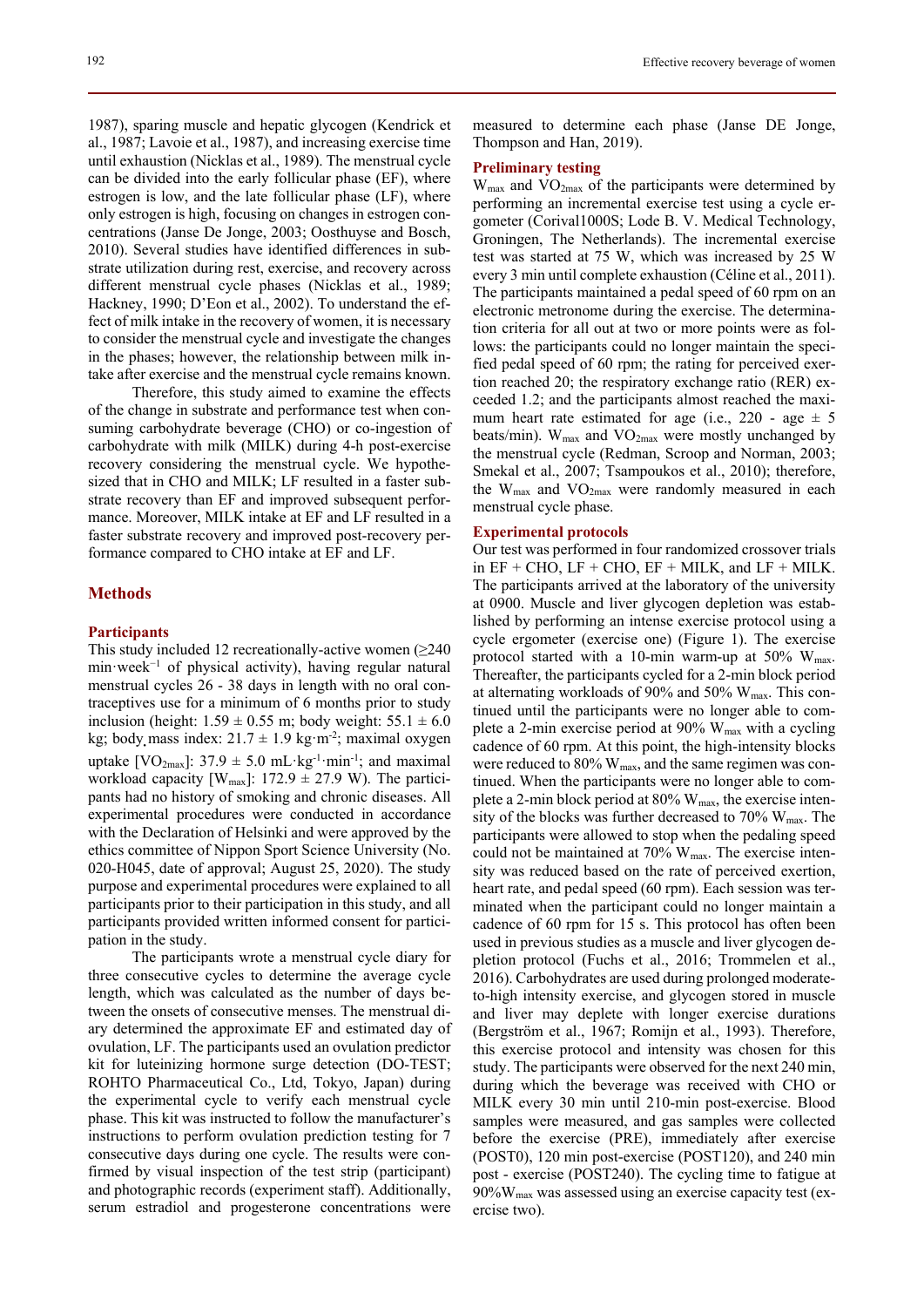1987), sparing muscle and hepatic glycogen (Kendrick et al., 1987; Lavoie et al., 1987), and increasing exercise time until exhaustion (Nicklas et al., 1989). The menstrual cycle can be divided into the early follicular phase (EF), where estrogen is low, and the late follicular phase (LF), where only estrogen is high, focusing on changes in estrogen concentrations (Janse De Jonge, 2003; Oosthuyse and Bosch, 2010). Several studies have identified differences in substrate utilization during rest, exercise, and recovery across different menstrual cycle phases (Nicklas et al., 1989; Hackney, 1990; D'Eon et al., 2002). To understand the effect of milk intake in the recovery of women, it is necessary to consider the menstrual cycle and investigate the changes in the phases; however, the relationship between milk intake after exercise and the menstrual cycle remains known.

Therefore, this study aimed to examine the effects of the change in substrate and performance test when consuming carbohydrate beverage (CHO) or co-ingestion of carbohydrate with milk (MILK) during 4-h post-exercise recovery considering the menstrual cycle. We hypothesized that in CHO and MILK; LF resulted in a faster substrate recovery than EF and improved subsequent performance. Moreover, MILK intake at EF and LF resulted in a faster substrate recovery and improved post-recovery performance compared to CHO intake at EF and LF.

## Methods

### Participants

This study included 12 recreationally-active women (≥240 $min \cdot week^{-1}$ of physical activity), having regular natural menstrual cycles 26 - 38 days in length with no oral contraceptives use for a minimum of 6 months prior to study inclusion (height: 1.59 ± 0.55 m; body weight: 55.1 ± 6.0 kg; body mass index: 21.7 ± 1.9 $kg \cdot m^{-2}$; maximal oxygen uptake [$VO_{2max}$]: 37.9 ± 5.0 $mL \cdot kg^{-1} \cdot min^{-1}$; and maximal workload capacity [$W_{max}$]: 172.9 ± 27.9 W). The participants had no history of smoking and chronic diseases. All experimental procedures were conducted in accordance with the Declaration of Helsinki and were approved by the ethics committee of Nippon Sport Science University (No. 020-H045, date of approval; August 25, 2020). The study purpose and experimental procedures were explained to all participants prior to their participation in this study, and all participants provided written informed consent for participation in the study.

The participants wrote a menstrual cycle diary for three consecutive cycles to determine the average cycle length, which was calculated as the number of days between the onsets of consecutive menses. The menstrual diary determined the approximate EF and estimated day of ovulation, LF. The participants used an ovulation predictor kit for luteinizing hormone surge detection (DO-TEST; ROHTO Pharmaceutical CO., Ltd, Tokyo, Japan) during the experimental cycle to verify each menstrual cycle phase. This kit was instructed to follow the manufacturer's instructions to perform ovulation prediction testing for 7 consecutive days during one cycle. The results were confirmed by visual inspection of the test strip (participant) and photographic records (experiment staff). Additionally, serum estradiol and progesterone concentrations were measured to determine each phase (Janse DE Jonge, Thompson and Han, 2019).

### Preliminary testing

$W_{max}$ and $VO_{2max}$ of the participants were determined by performing an incremental exercise test using a cycle ergometer (Corival1000S; Lode B. V. Medical Technology, Groningen, The Netherlands). The incremental exercise test was started at 75 W, which was increased by 25 W every 3 min until complete exhaustion (Céline et al., 2011). The participants maintained a pedal speed of 60 rpm on an electronic metronome during the exercise. The determination criteria for all out at two or more points were as follows: the participants could no longer maintain the specified pedal speed of 60 rpm; the rating for perceived exertion reached 20; the respiratory exchange ratio (RER) exceeded 1.2; and the participants almost reached the maximum heart rate estimated for age (i.e., 220 - age ± 5 beats/min). $W_{max}$ and $VO_{2max}$ were mostly unchanged by the menstrual cycle (Redman, Scroop and Norman, 2003; Smekal et al., 2007; Tsampoukos et al., 2010); therefore, the $W_{max}$ and $VO_{2max}$ were randomly measured in each menstrual cycle phase.

### Experimental protocols

Our test was performed in four randomized crossover trials in EF + CHO, LF + CHO, EF + MILK, and LF + MILK. The participants arrived at the laboratory of the university at 0900. Muscle and liver glycogen depletion was established by performing an intense exercise protocol using a cycle ergometer (exercise one) (Figure 1). The exercise protocol started with a 10-min warm-up at 50% $W_{max}$. Thereafter, the participants cycled for a 2-min block period at alternating workloads of 90% and 50% $W_{max}$. This continued until the participants were no longer able to complete a 2-min exercise period at 90% $W_{max}$ with a cycling cadence of 60 rpm. At this point, the high-intensity blocks were reduced to 80% $W_{max}$, and the same regimen was continued. When the participants were no longer able to complete a 2-min block period at 80% $W_{max}$, the exercise intensity of the blocks was further decreased to 70% $W_{max}$. The participants were allowed to stop when the pedaling speed could not be maintained at 70% $W_{max}$. The exercise intensity was reduced based on the rate of perceived exertion, heart rate, and pedal speed (60 rpm). Each session was terminated when the participant could no longer maintain a cadence of 60 rpm for 15 s. This protocol has often been used in previous studies as a muscle and liver glycogen depletion protocol (Fuchs et al., 2016; Trommelen et al., 2016). Carbohydrates are used during prolonged moderate-to-high intensity exercise, and glycogen stored in muscle and liver may deplete with longer exercise durations (Bergström et al., 1967; Romijn et al., 1993). Therefore, this exercise protocol and intensity was chosen for this study. The participants were observed for the next 240 min, during which the beverage was received with CHO or MILK every 30 min until 210-min post-exercise. Blood samples were measured, and gas samples were collected before the exercise (PRE), immediately after exercise (POST0), 120 min post-exercise (POST120), and 240 min post - exercise (POST240). The cycling time to fatigue at 90%$W_{max}$ was assessed using an exercise capacity test (exercise two).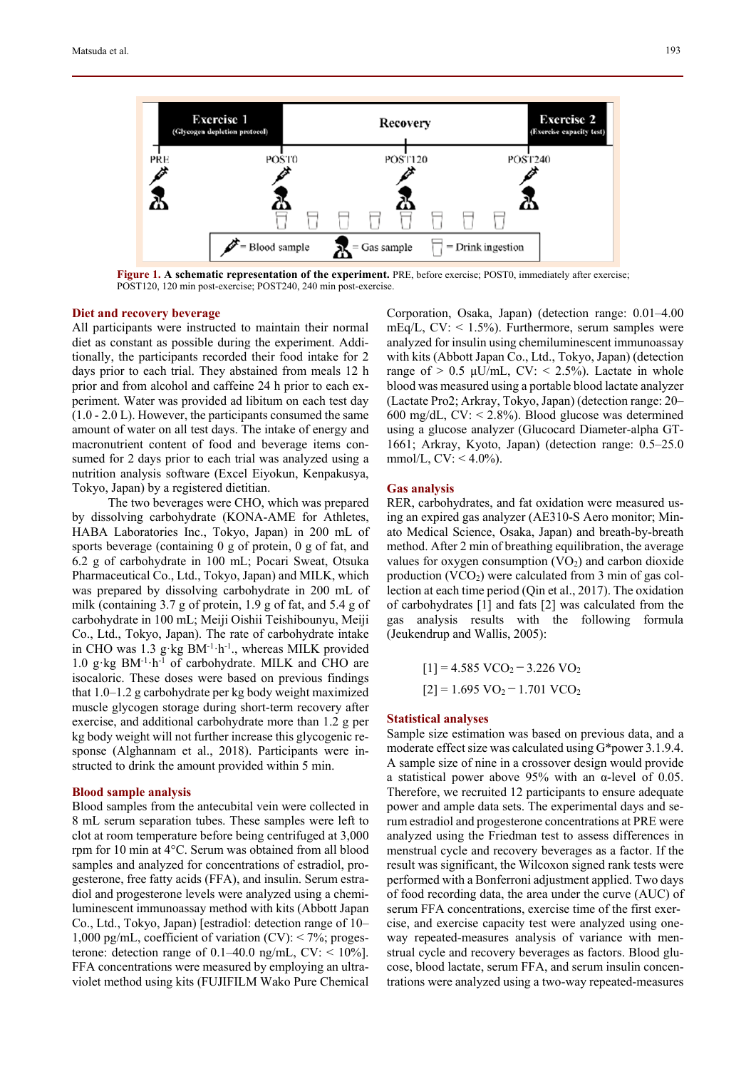**Figure 1. A schematic representation of the experiment.** PRE, before exercise; POST0, immediately after exercise; POST120, 120 min post-exercise; POST240, 240 min post-exercise.

### Diet and recovery beverage

All participants were instructed to maintain their normal diet as constant as possible during the experiment. Additionally, the participants recorded their food intake for 2 days prior to each trial. They abstained from meals 12 h prior and from alcohol and caffeine 24 h prior to each experiment. Water was provided ad libitum on each test day (1.0 - 2.0 L). However, the participants consumed the same amount of water on all test days. The intake of energy and macronutrient content of food and beverage items consumed for 2 days prior to each trial was analyzed using a nutrition analysis software (Excel Eiyokun, Kenpakusya, Tokyo, Japan) by a registered dietitian.

The two beverages were CHO, which was prepared by dissolving carbohydrate (KONA-AME for Athletes, HABA Laboratories Inc., Tokyo, Japan) in 200 mL of sports beverage (containing 0 g of protein, 0 g of fat, and 6.2 g of carbohydrate in 100 mL; Pocari Sweat, Otsuka Pharmaceutical Co., Ltd., Tokyo, Japan) and MILK, which was prepared by dissolving carbohydrate in 200 mL of milk (containing 3.7 g of protein, 1.9 g of fat, and 5.4 g of carbohydrate in 100 mL; Meiji Oishii Teishibounyu, Meiji Co., Ltd., Tokyo, Japan). The rate of carbohydrate intake in CHO was 1.3 g·kg $BM^{-1}·h^{-1}$., whereas MILK provided 1.0 g·kg $BM^{-1}·h^{-1}$ of carbohydrate. MILK and CHO are isocaloric. These doses were based on previous findings that 1.0–1.2 g carbohydrate per kg body weight maximized muscle glycogen storage during short-term recovery after exercise, and additional carbohydrate more than 1.2 g per kg body weight will not further increase this glycogenic response (Alghannam et al., 2018). Participants were instructed to drink the amount provided within 5 min.

### Blood sample analysis

Blood samples from the antecubital vein were collected in 8 mL serum separation tubes. These samples were left to clot at room temperature before being centrifuged at 3,000 rpm for 10 min at 4°C. Serum was obtained from all blood samples and analyzed for concentrations of estradiol, progesterone, free fatty acids (FFA), and insulin. Serum estradiol and progesterone levels were analyzed using a chemiluminescent immunoassay method with kits (Abbott Japan Co., Ltd., Tokyo, Japan) [estradiol: detection range of 10–1,000 pg/mL, coefficient of variation (CV): < 7%; progesterone: detection range of 0.1–40.0 ng/mL, CV: < 10%]. FFA concentrations were measured by employing an ultraviolet method using kits (FUJIFILM Wako Pure Chemical Corporation, Osaka, Japan) (detection range: 0.01–4.00 mEq/L, CV: < 1.5%). Furthermore, serum samples were analyzed for insulin using chemiluminescent immunoassay with kits (Abbott Japan Co., Ltd., Tokyo, Japan) (detection range of > 0.5 μU/mL, CV: < 2.5%). Lactate in whole blood was measured using a portable blood lactate analyzer (Lactate Pro2; Arkray, Tokyo, Japan) (detection range: 20–600 mg/dL, CV: < 2.8%). Blood glucose was determined using a glucose analyzer (Glucocard Diameter-alpha GT-1661; Arkray, Kyoto, Japan) (detection range: 0.5–25.0 mmol/L, CV: < 4.0%).

### Gas analysis

RER, carbohydrates, and fat oxidation were measured using an expired gas analyzer (AE310-S Aero monitor; Minato Medical Science, Osaka, Japan) and breath-by-breath method. After 2 min of breathing equilibration, the average values for oxygen consumption ($VO_2$) and carbon dioxide production ($VCO_2$) were calculated from 3 min of gas collection at each time period (Qin et al., 2017). The oxidation of carbohydrates [1] and fats [2] was calculated from the gas analysis results with the following formula (Jeukendrup and Wallis, 2005):

$$[1] = 4.585\ VCO_2 - 3.226\ VO_2$$

$$[2] = 1.695\ VO_2 - 1.701\ VCO_2$$

### Statistical analyses

Sample size estimation was based on previous data, and a moderate effect size was calculated using G*power 3.1.9.4. A sample size of nine in a crossover design would provide a statistical power above 95% with an α-level of 0.05. Therefore, we recruited 12 participants to ensure adequate power and ample data sets. The experimental days and serum estradiol and progesterone concentrations at PRE were analyzed using the Friedman test to assess differences in menstrual cycle and recovery beverages as a factor. If the result was significant, the Wilcoxon signed rank tests were performed with a Bonferroni adjustment applied. Two days of food recording data, the area under the curve (AUC) of serum FFA concentrations, exercise time of the first exercise, and exercise capacity test were analyzed using one-way repeated-measures analysis of variance with menstrual cycle and recovery beverages as factors. Blood glucose, blood lactate, serum FFA, and serum insulin concentrations were analyzed using a two-way repeated-measures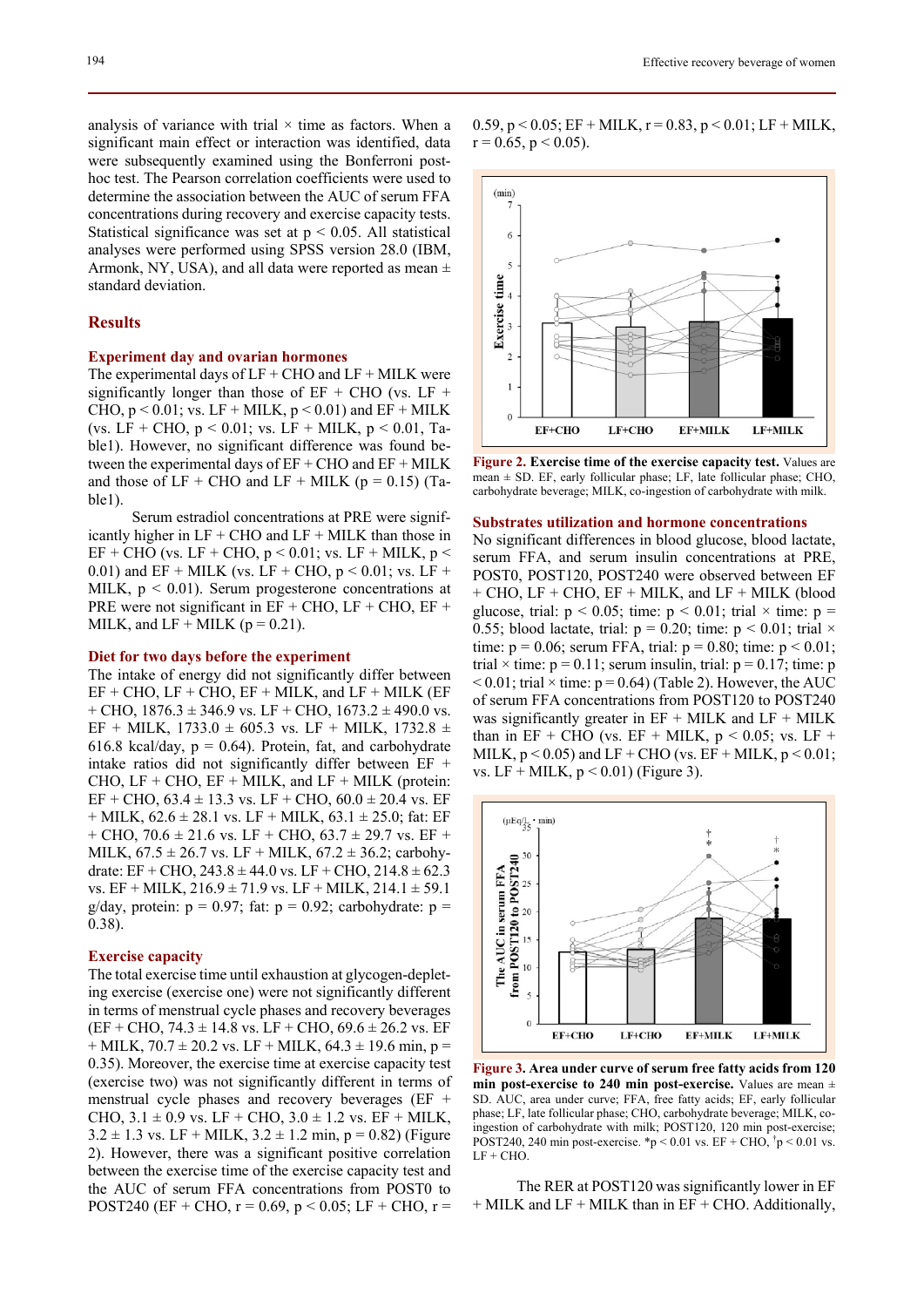analysis of variance with trial × time as factors. When a significant main effect or interaction was identified, data were subsequently examined using the Bonferroni post-hoc test. The Pearson correlation coefficients were used to determine the association between the AUC of serum FFA concentrations during recovery and exercise capacity tests. Statistical significance was set at $p < 0.05$. All statistical analyses were performed using SPSS version 28.0 (IBM, Armonk, NY, USA), and all data were reported as mean ± standard deviation.

## Results

### Experiment day and ovarian hormones

The experimental days of LF + CHO and LF + MILK were significantly longer than those of EF + CHO (vs. LF + CHO, $p < 0.01$; vs. LF + MILK, $p < 0.01$) and EF + MILK (vs. LF + CHO, $p < 0.01$; vs. LF + MILK, $p < 0.01$, Table1). However, no significant difference was found between the experimental days of EF + CHO and EF + MILK and those of LF + CHO and LF + MILK ($p = 0.15$) (Table1).

Serum estradiol concentrations at PRE were significantly higher in LF + CHO and LF + MILK than those in EF + CHO (vs. LF + CHO, $p < 0.01$; vs. LF + MILK, $p < 0.01$) and EF + MILK (vs. LF + CHO, $p < 0.01$; vs. LF + MILK, $p < 0.01$). Serum progesterone concentrations at PRE were not significant in EF + CHO, LF + CHO, EF + MILK, and LF + MILK ($p = 0.21$).

### Diet for two days before the experiment

The intake of energy did not significantly differ between EF + CHO, LF + CHO, EF + MILK, and LF + MILK (EF + CHO, 1876.3 ± 346.9 vs. LF + CHO, 1673.2 ± 490.0 vs. EF + MILK, 1733.0 ± 605.3 vs. LF + MILK, 1732.8 ± 616.8 kcal/day, $p = 0.64$). Protein, fat, and carbohydrate intake ratios did not significantly differ between EF + CHO, LF + CHO, EF + MILK, and LF + MILK (protein: EF + CHO, 63.4 ± 13.3 vs. LF + CHO, 60.0 ± 20.4 vs. EF + MILK, 62.6 ± 28.1 vs. LF + MILK, 63.1 ± 25.0; fat: EF + CHO, 70.6 ± 21.6 vs. LF + CHO, 63.7 ± 29.7 vs. EF + MILK, 67.5 ± 26.7 vs. LF + MILK, 67.2 ± 36.2; carbohydrate: EF + CHO, 243.8 ± 44.0 vs. LF + CHO, 214.8 ± 62.3 vs. EF + MILK, 216.9 ± 71.9 vs. LF + MILK, 214.1 ± 59.1 g/day, protein: $p = 0.97$; fat: $p = 0.92$; carbohydrate: $p = 0.38$).

### Exercise capacity

The total exercise time until exhaustion at glycogen-depleting exercise (exercise one) were not significantly different in terms of menstrual cycle phases and recovery beverages (EF + CHO, 74.3 ± 14.8 vs. LF + CHO, 69.6 ± 26.2 vs. EF + MILK, 70.7 ± 20.2 vs. LF + MILK, 64.3 ± 19.6 min, $p = 0.35$). Moreover, the exercise time at exercise capacity test (exercise two) was not significantly different in terms of menstrual cycle phases and recovery beverages (EF + CHO, 3.1 ± 0.9 vs. LF + CHO, 3.0 ± 1.2 vs. EF + MILK, 3.2 ± 1.3 vs. LF + MILK, 3.2 ± 1.2 min, $p = 0.82$) (Figure 2). However, there was a significant positive correlation between the exercise time of the exercise capacity test and the AUC of serum FFA concentrations from POST0 to POST240 (EF + CHO, $r = 0.69$, $p < 0.05$; LF + CHO, $r = 0.59$, $p < 0.05$; EF + MILK, $r = 0.83$, $p < 0.01$; LF + MILK, $r = 0.65$, $p < 0.05$).

**Figure 2. Exercise time of the exercise capacity test.** Values are mean ± SD. EF, early follicular phase; LF, late follicular phase; CHO, carbohydrate beverage; MILK, co-ingestion of carbohydrate with milk.

### Substrates utilization and hormone concentrations

No significant differences in blood glucose, blood lactate, serum FFA, and serum insulin concentrations at PRE, POST0, POST120, POST240 were observed between EF + CHO, LF + CHO, EF + MILK, and LF + MILK (blood glucose, trial: $p < 0.05$; time: $p < 0.01$; trial × time: $p = 0.55$; blood lactate, trial: $p = 0.20$; time: $p < 0.01$; trial × time: $p = 0.06$; serum FFA, trial: $p = 0.80$; time: $p < 0.01$; trial × time: $p = 0.11$; serum insulin, trial: $p = 0.17$; time: $p < 0.01$; trial × time: $p = 0.64$) (Table 2). However, the AUC of serum FFA concentrations from POST120 to POST240 was significantly greater in EF + MILK and LF + MILK than in EF + CHO (vs. EF + MILK, $p < 0.05$; vs. LF + MILK, $p < 0.05$) and LF + CHO (vs. EF + MILK, $p < 0.01$; vs. LF + MILK, $p < 0.01$) (Figure 3).

**Figure 3. Area under curve of serum free fatty acids from 120 min post-exercise to 240 min post-exercise.** Values are mean ± SD. AUC, area under curve; FFA, free fatty acids; EF, early follicular phase; LF, late follicular phase; CHO, carbohydrate beverage; MILK, co-ingestion of carbohydrate with milk; POST120, 120 min post-exercise; POST240, 240 min post-exercise. *$p < 0.01$ vs. EF + CHO, †$p < 0.01$ vs. LF + CHO.

The RER at POST120 was significantly lower in EF + MILK and LF + MILK than in EF + CHO. Additionally,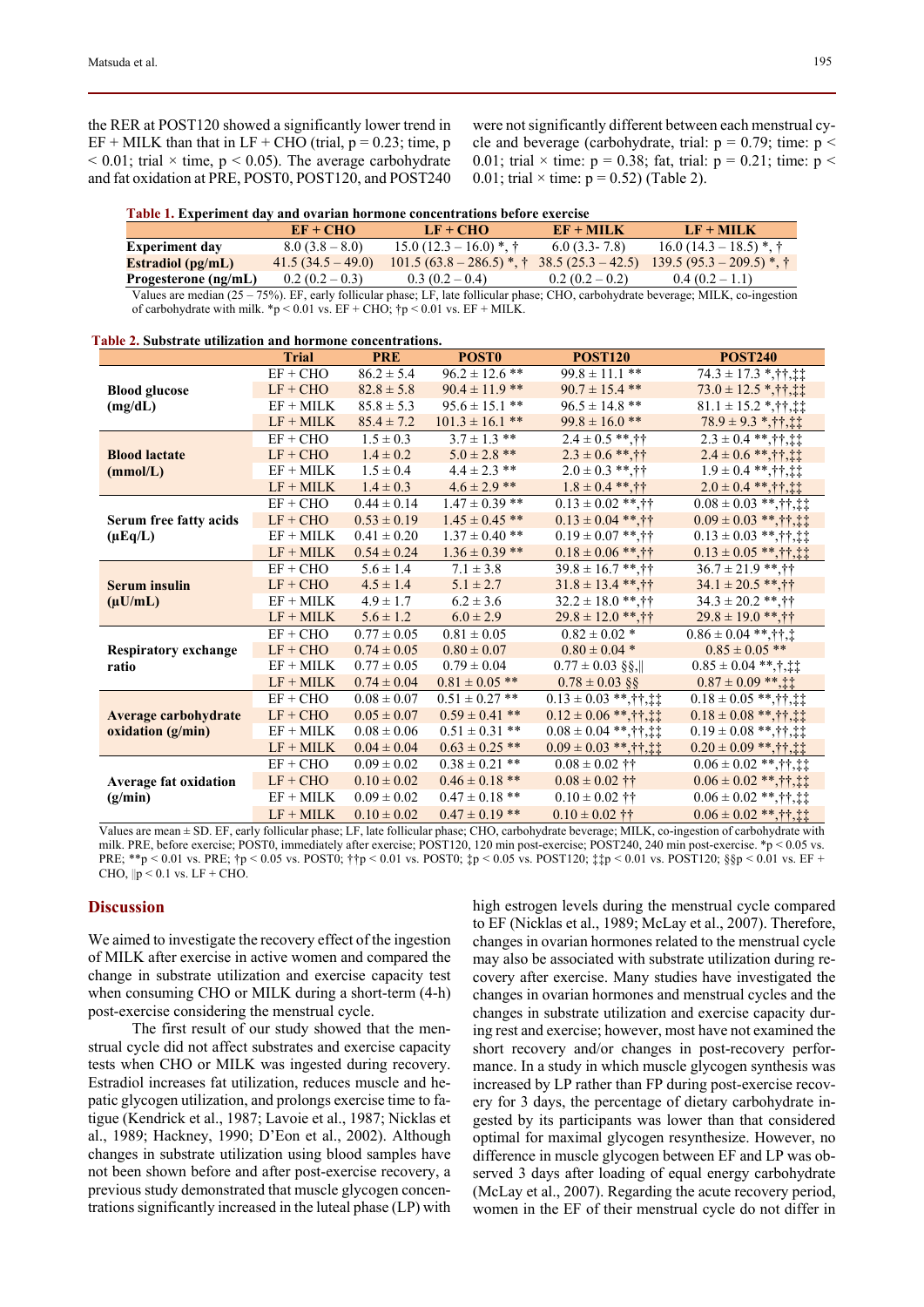the RER at POST120 showed a significantly lower trend in EF + MILK than that in LF + CHO (trial, $p = 0.23$; time, $p < 0.01$; trial × time, $p < 0.05$). The average carbohydrate and fat oxidation at PRE, POST0, POST120, and POST240 were not significantly different between each menstrual cycle and beverage (carbohydrate, trial: $p = 0.79$; time: $p < 0.01$; trial × time: $p = 0.38$; fat, trial: $p = 0.21$; time: $p < 0.01$; trial × time: $p = 0.52$) (Table 2).

**Table 1. Experiment day and ovarian hormone concentrations before exercise**

| | EF + CHO | LF + CHO | EF + MILK | LF + MILK |
|---|---|---|---|---|
| **Experiment day** | 8.0 (3.8 – 8.0) | 15.0 (12.3 – 16.0) *, † | 6.0 (3.3- 7.8) | 16.0 (14.3 – 18.5) *, † |
| **Estradiol (pg/mL)** | 41.5 (34.5 – 49.0) | 101.5 (63.8 – 286.5) *, † | 38.5 (25.3 – 42.5) | 139.5 (95.3 – 209.5) *, † |
| **Progesterone (ng/mL)** | 0.2 (0.2 – 0.3) | 0.3 (0.2 – 0.4) | 0.2 (0.2 – 0.2) | 0.4 (0.2 – 1.1) |

Values are median (25 – 75%). EF, early follicular phase; LF, late follicular phase; CHO, carbohydrate beverage; MILK, co-ingestion of carbohydrate with milk. *p < 0.01 vs. EF + CHO; †p < 0.01 vs. EF + MILK.

**Table 2. Substrate utilization and hormone concentrations.**

| | Trial | PRE | POST0 | POST120 | POST240 |
|---|---|---|---|---|---|
| **Blood glucose (mg/dL)** | EF + CHO | 86.2 ± 5.4 | 96.2 ± 12.6 ** | 99.8 ± 11.1 ** | 74.3 ± 17.3 *,††,‡‡ |
| | LF + CHO | 82.8 ± 5.8 | 90.4 ± 11.9 ** | 90.7 ± 15.4 ** | 73.0 ± 12.5 *,††,‡‡ |
| | EF + MILK | 85.8 ± 5.3 | 95.6 ± 15.1 ** | 96.5 ± 14.8 ** | 81.1 ± 15.2 *,††,‡‡ |
| | LF + MILK | 85.4 ± 7.2 | 101.3 ± 16.1 ** | 99.8 ± 16.0 ** | 78.9 ± 9.3 *,††,‡‡ |
| **Blood lactate (mmol/L)** | EF + CHO | 1.5 ± 0.3 | 3.7 ± 1.3 ** | 2.4 ± 0.5 **,†† | 2.3 ± 0.4 **,††,‡‡ |
| | LF + CHO | 1.4 ± 0.2 | 5.0 ± 2.8 ** | 2.3 ± 0.6 **,†† | 2.4 ± 0.6 **,††,‡‡ |
| | EF + MILK | 1.5 ± 0.4 | 4.4 ± 2.3 ** | 2.0 ± 0.3 **,†† | 1.9 ± 0.4 **,††,‡‡ |
| | LF + MILK | 1.4 ± 0.3 | 4.6 ± 2.9 ** | 1.8 ± 0.4 **,†† | 2.0 ± 0.4 **,††,‡‡ |
| **Serum free fatty acids (μEq/L)** | EF + CHO | 0.44 ± 0.14 | 1.47 ± 0.39 ** | 0.13 ± 0.02 **,†† | 0.08 ± 0.03 **,††,‡‡ |
| | LF + CHO | 0.53 ± 0.19 | 1.45 ± 0.45 ** | 0.13 ± 0.04 **,†† | 0.09 ± 0.03 **,††,‡‡ |
| | EF + MILK | 0.41 ± 0.20 | 1.37 ± 0.40 ** | 0.19 ± 0.07 **,†† | 0.13 ± 0.03 **,††,‡‡ |
| | LF + MILK | 0.54 ± 0.24 | 1.36 ± 0.39 ** | 0.18 ± 0.06 **,†† | 0.13 ± 0.05 **,††,‡‡ |
| **Serum insulin (μU/mL)** | EF + CHO | 5.6 ± 1.4 | 7.1 ± 3.8 | 39.8 ± 16.7 **,†† | 36.7 ± 21.9 **,†† |
| | LF + CHO | 4.5 ± 1.4 | 5.1 ± 2.7 | 31.8 ± 13.4 **,†† | 34.1 ± 20.5 **,†† |
| | EF + MILK | 4.9 ± 1.7 | 6.2 ± 3.6 | 32.2 ± 18.0 **,†† | 34.3 ± 20.2 **,†† |
| | LF + MILK | 5.6 ± 1.2 | 6.0 ± 2.9 | 29.8 ± 12.0 **,†† | 29.8 ± 19.0 **,†† |
| **Respiratory exchange ratio** | EF + CHO | 0.77 ± 0.05 | 0.81 ± 0.05 | 0.82 ± 0.02 * | 0.86 ± 0.04 **,††,‡ |
| | LF + CHO | 0.74 ± 0.05 | 0.80 ± 0.07 | 0.80 ± 0.04 * | 0.85 ± 0.05 ** |
| | EF + MILK | 0.77 ± 0.05 | 0.79 ± 0.04 | 0.77 ± 0.03 §§,‖ | 0.85 ± 0.04 **,†,‡‡ |
| | LF + MILK | 0.74 ± 0.04 | 0.81 ± 0.05 ** | 0.78 ± 0.03 §§ | 0.87 ± 0.09 **,‡‡ |
| **Average carbohydrate oxidation (g/min)** | EF + CHO | 0.08 ± 0.07 | 0.51 ± 0.27 ** | 0.13 ± 0.03 **,††,‡‡ | 0.18 ± 0.05 **,††,‡‡ |
| | LF + CHO | 0.05 ± 0.07 | 0.59 ± 0.41 ** | 0.12 ± 0.06 **,††,‡‡ | 0.18 ± 0.08 **,††,‡‡ |
| | EF + MILK | 0.08 ± 0.06 | 0.51 ± 0.31 ** | 0.08 ± 0.04 **,††,‡‡ | 0.19 ± 0.08 **,††,‡‡ |
| | LF + MILK | 0.04 ± 0.04 | 0.63 ± 0.25 ** | 0.09 ± 0.03 **,††,‡‡ | 0.20 ± 0.09 **,††,‡‡ |
| **Average fat oxidation (g/min)** | EF + CHO | 0.09 ± 0.02 | 0.38 ± 0.21 ** | 0.08 ± 0.02 †† | 0.06 ± 0.02 **,††,‡‡ |
| | LF + CHO | 0.10 ± 0.02 | 0.46 ± 0.18 ** | 0.08 ± 0.02 †† | 0.06 ± 0.02 **,††,‡‡ |
| | EF + MILK | 0.09 ± 0.02 | 0.47 ± 0.18 ** | 0.10 ± 0.02 †† | 0.06 ± 0.02 **,††,‡‡ |
| | LF + MILK | 0.10 ± 0.02 | 0.47 ± 0.19 ** | 0.10 ± 0.02 †† | 0.06 ± 0.02 **,††,‡‡ |

Values are mean ± SD. EF, early follicular phase; LF, late follicular phase; CHO, carbohydrate beverage; MILK, co-ingestion of carbohydrate with milk. PRE, before exercise; POST0, immediately after exercise; POST120, 120 min post-exercise; POST240, 240 min post-exercise. *p < 0.05 vs. PRE; **p < 0.01 vs. PRE; †p < 0.05 vs. POST0; ††p < 0.01 vs. POST0; ‡p < 0.05 vs. POST120; ‡‡p < 0.01 vs. POST120; §§p < 0.01 vs. EF + CHO, ‖p < 0.1 vs. LF + CHO.

## Discussion

We aimed to investigate the recovery effect of the ingestion of MILK after exercise in active women and compared the change in substrate utilization and exercise capacity test when consuming CHO or MILK during a short-term (4-h) post-exercise considering the menstrual cycle.

The first result of our study showed that the menstrual cycle did not affect substrates and exercise capacity tests when CHO or MILK was ingested during recovery. Estradiol increases fat utilization, reduces muscle and hepatic glycogen utilization, and prolongs exercise time to fatigue (Kendrick et al., 1987; Lavoie et al., 1987; Nicklas et al., 1989; Hackney, 1990; D'Eon et al., 2002). Although changes in substrate utilization using blood samples have not been shown before and after post-exercise recovery, a previous study demonstrated that muscle glycogen concentrations significantly increased in the luteal phase (LP) with high estrogen levels during the menstrual cycle compared to EF (Nicklas et al., 1989; McLay et al., 2007). Therefore, changes in ovarian hormones related to the menstrual cycle may also be associated with substrate utilization during recovery after exercise. Many studies have investigated the changes in ovarian hormones and menstrual cycles and the changes in substrate utilization and exercise capacity during rest and exercise; however, most have not examined the short recovery and/or changes in post-recovery performance. In a study in which muscle glycogen synthesis was increased by LP rather than FP during post-exercise recovery for 3 days, the percentage of dietary carbohydrate ingested by its participants was lower than that considered optimal for maximal glycogen resynthesize. However, no difference in muscle glycogen between EF and LP was observed 3 days after loading of equal energy carbohydrate (McLay et al., 2007). Regarding the acute recovery period, women in the EF of their menstrual cycle do not differ in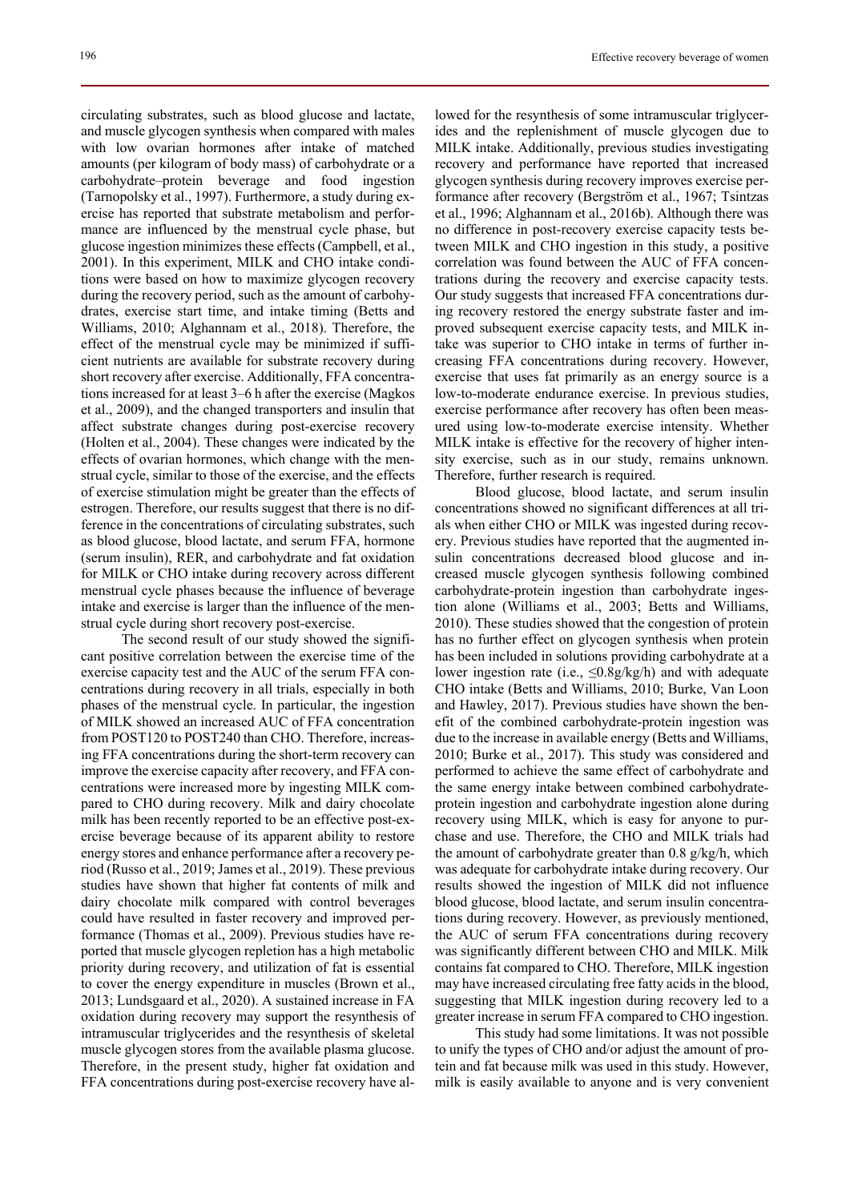circulating substrates, such as blood glucose and lactate, and muscle glycogen synthesis when compared with males with low ovarian hormones after intake of matched amounts (per kilogram of body mass) of carbohydrate or a carbohydrate–protein beverage and food ingestion (Tarnopolsky et al., 1997). Furthermore, a study during exercise has reported that substrate metabolism and performance are influenced by the menstrual cycle phase, but glucose ingestion minimizes these effects (Campbell, et al., 2001). In this experiment, MILK and CHO intake conditions were based on how to maximize glycogen recovery during the recovery period, such as the amount of carbohydrates, exercise start time, and intake timing (Betts and Williams, 2010; Alghannam et al., 2018). Therefore, the effect of the menstrual cycle may be minimized if sufficient nutrients are available for substrate recovery during short recovery after exercise. Additionally, FFA concentrations increased for at least 3–6 h after the exercise (Magkos et al., 2009), and the changed transporters and insulin that affect substrate changes during post-exercise recovery (Holten et al., 2004). These changes were indicated by the effects of ovarian hormones, which change with the menstrual cycle, similar to those of the exercise, and the effects of exercise stimulation might be greater than the effects of estrogen. Therefore, our results suggest that there is no difference in the concentrations of circulating substrates, such as blood glucose, blood lactate, and serum FFA, hormone (serum insulin), RER, and carbohydrate and fat oxidation for MILK or CHO intake during recovery across different menstrual cycle phases because the influence of beverage intake and exercise is larger than the influence of the menstrual cycle during short recovery post-exercise.

The second result of our study showed the significant positive correlation between the exercise time of the exercise capacity test and the AUC of the serum FFA concentrations during recovery in all trials, especially in both phases of the menstrual cycle. In particular, the ingestion of MILK showed an increased AUC of FFA concentration from POST120 to POST240 than CHO. Therefore, increasing FFA concentrations during the short-term recovery can improve the exercise capacity after recovery, and FFA concentrations were increased more by ingesting MILK compared to CHO during recovery. Milk and dairy chocolate milk has been recently reported to be an effective post-exercise beverage because of its apparent ability to restore energy stores and enhance performance after a recovery period (Russo et al., 2019; James et al., 2019). These previous studies have shown that higher fat contents of milk and dairy chocolate milk compared with control beverages could have resulted in faster recovery and improved performance (Thomas et al., 2009). Previous studies have reported that muscle glycogen repletion has a high metabolic priority during recovery, and utilization of fat is essential to cover the energy expenditure in muscles (Brown et al., 2013; Lundsgaard et al., 2020). A sustained increase in FA oxidation during recovery may support the resynthesis of intramuscular triglycerides and the resynthesis of skeletal muscle glycogen stores from the available plasma glucose. Therefore, in the present study, higher fat oxidation and FFA concentrations during post-exercise recovery have allowed for the resynthesis of some intramuscular triglycerides and the replenishment of muscle glycogen due to MILK intake. Additionally, previous studies investigating recovery and performance have reported that increased glycogen synthesis during recovery improves exercise performance after recovery (Bergström et al., 1967; Tsintzas et al., 1996; Alghannam et al., 2016b). Although there was no difference in post-recovery exercise capacity tests between MILK and CHO ingestion in this study, a positive correlation was found between the AUC of FFA concentrations during the recovery and exercise capacity tests. Our study suggests that increased FFA concentrations during recovery restored the energy substrate faster and improved subsequent exercise capacity tests, and MILK intake was superior to CHO intake in terms of further increasing FFA concentrations during recovery. However, exercise that uses fat primarily as an energy source is a low-to-moderate endurance exercise. In previous studies, exercise performance after recovery has often been measured using low-to-moderate exercise intensity. Whether MILK intake is effective for the recovery of higher intensity exercise, such as in our study, remains unknown. Therefore, further research is required.

Blood glucose, blood lactate, and serum insulin concentrations showed no significant differences at all trials when either CHO or MILK was ingested during recovery. Previous studies have reported that the augmented insulin concentrations decreased blood glucose and increased muscle glycogen synthesis following combined carbohydrate-protein ingestion than carbohydrate ingestion alone (Williams et al., 2003; Betts and Williams, 2010). These studies showed that the congestion of protein has no further effect on glycogen synthesis when protein has been included in solutions providing carbohydrate at a lower ingestion rate (i.e., ≤0.8g/kg/h) and with adequate CHO intake (Betts and Williams, 2010; Burke, Van Loon and Hawley, 2017). Previous studies have shown the benefit of the combined carbohydrate-protein ingestion was due to the increase in available energy (Betts and Williams, 2010; Burke et al., 2017). This study was considered and performed to achieve the same effect of carbohydrate and the same energy intake between combined carbohydrate-protein ingestion and carbohydrate ingestion alone during recovery using MILK, which is easy for anyone to purchase and use. Therefore, the CHO and MILK trials had the amount of carbohydrate greater than 0.8 g/kg/h, which was adequate for carbohydrate intake during recovery. Our results showed the ingestion of MILK did not influence blood glucose, blood lactate, and serum insulin concentrations during recovery. However, as previously mentioned, the AUC of serum FFA concentrations during recovery was significantly different between CHO and MILK. Milk contains fat compared to CHO. Therefore, MILK ingestion may have increased circulating free fatty acids in the blood, suggesting that MILK ingestion during recovery led to a greater increase in serum FFA compared to CHO ingestion.

This study had some limitations. It was not possible to unify the types of CHO and/or adjust the amount of protein and fat because milk was used in this study. However, milk is easily available to anyone and is very convenient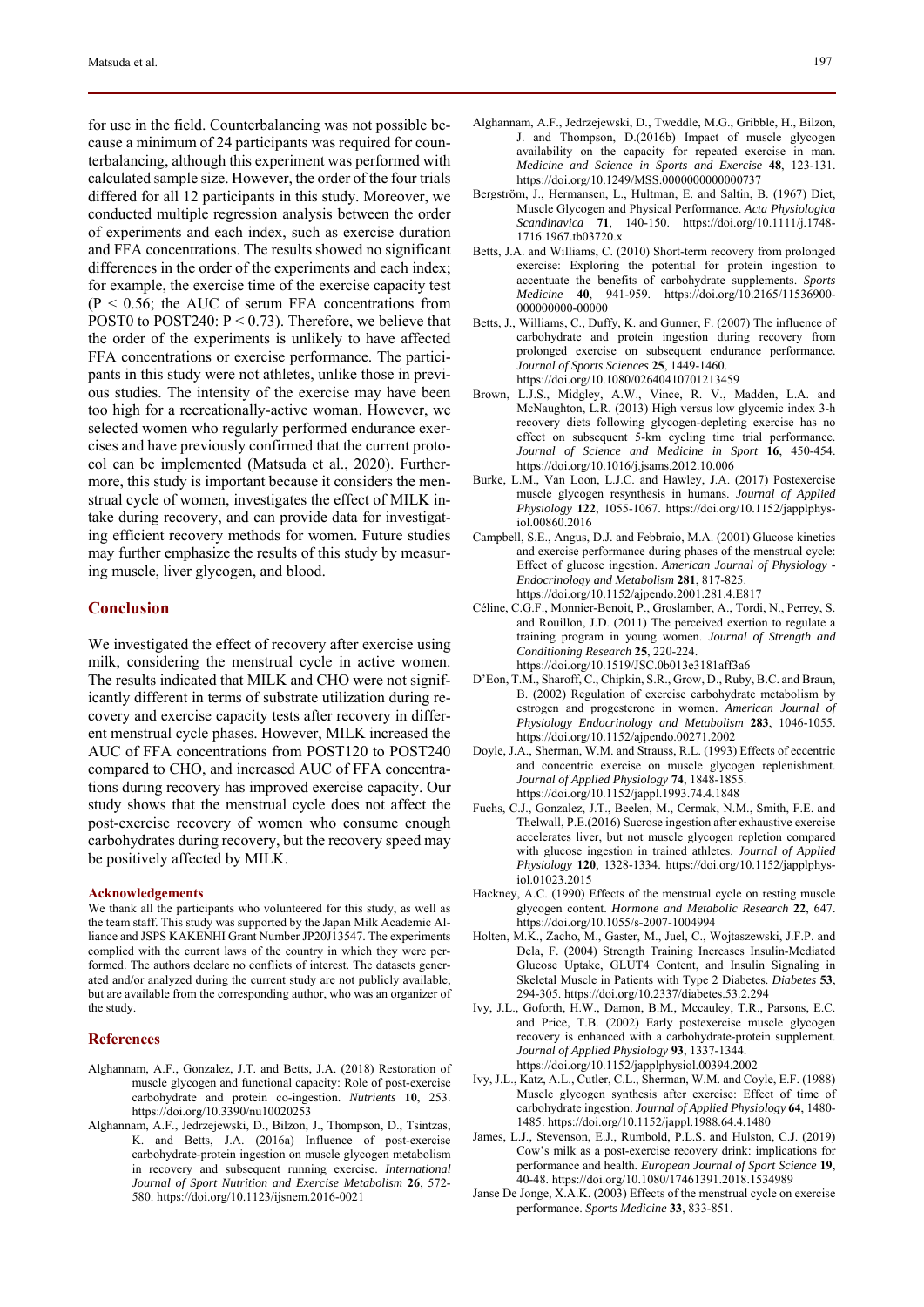for use in the field. Counterbalancing was not possible because a minimum of 24 participants was required for counterbalancing, although this experiment was performed with calculated sample size. However, the order of the four trials differed for all 12 participants in this study. Moreover, we conducted multiple regression analysis between the order of experiments and each index, such as exercise duration and FFA concentrations. The results showed no significant differences in the order of the experiments and each index; for example, the exercise time of the exercise capacity test ($P < 0.56$; the AUC of serum FFA concentrations from POST0 to POST240: $P < 0.73$). Therefore, we believe that the order of the experiments is unlikely to have affected FFA concentrations or exercise performance. The participants in this study were not athletes, unlike those in previous studies. The intensity of the exercise may have been too high for a recreationally-active woman. However, we selected women who regularly performed endurance exercises and have previously confirmed that the current protocol can be implemented (Matsuda et al., 2020). Furthermore, this study is important because it considers the menstrual cycle of women, investigates the effect of MILK intake during recovery, and can provide data for investigating efficient recovery methods for women. Future studies may further emphasize the results of this study by measuring muscle, liver glycogen, and blood.

## Conclusion

We investigated the effect of recovery after exercise using milk, considering the menstrual cycle in active women. The results indicated that MILK and CHO were not significantly different in terms of substrate utilization during recovery and exercise capacity tests after recovery in different menstrual cycle phases. However, MILK increased the AUC of FFA concentrations from POST120 to POST240 compared to CHO, and increased AUC of FFA concentrations during recovery has improved exercise capacity. Our study shows that the menstrual cycle does not affect the post-exercise recovery of women who consume enough carbohydrates during recovery, but the recovery speed may be positively affected by MILK.

#### Acknowledgements

We thank all the participants who volunteered for this study, as well as the team staff. This study was supported by the Japan Milk Academic Alliance and JSPS KAKENHI Grant Number JP20J13547. The experiments complied with the current laws of the country in which they were performed. The authors declare no conflicts of interest. The datasets generated and/or analyzed during the current study are not publicly available, but are available from the corresponding author, who was an organizer of the study.

## References

Alghannam, A.F., Gonzalez, J.T. and Betts, J.A. (2018) Restoration of muscle glycogen and functional capacity: Role of post-exercise carbohydrate and protein co-ingestion. *Nutrients* **10**, 253. https://doi.org/10.3390/nu10020253

Alghannam, A.F., Jedrzejewski, D., Bilzon, J., Thompson, D., Tsintzas, K. and Betts, J.A. (2016a) Influence of post-exercise carbohydrate-protein ingestion on muscle glycogen metabolism in recovery and subsequent running exercise. *International Journal of Sport Nutrition and Exercise Metabolism* **26**, 572-580. https://doi.org/10.1123/ijsnem.2016-0021

Alghannam, A.F., Jedrzejewski, D., Tweddle, M.G., Gribble, H., Bilzon, J. and Thompson, D.(2016b) Impact of muscle glycogen availability on the capacity for repeated exercise in man. *Medicine and Science in Sports and Exercise* **48**, 123-131. https://doi.org/10.1249/MSS.0000000000000737

Bergström, J., Hermansen, L., Hultman, E. and Saltin, B. (1967) Diet, Muscle Glycogen and Physical Performance. *Acta Physiologica Scandinavica* **71**, 140-150. https://doi.org/10.1111/j.1748-1716.1967.tb03720.x

Betts, J.A. and Williams, C. (2010) Short-term recovery from prolonged exercise: Exploring the potential for protein ingestion to accentuate the benefits of carbohydrate supplements. *Sports Medicine* **40**, 941-959. https://doi.org/10.2165/11536900-000000000-00000

Betts, J., Williams, C., Duffy, K. and Gunner, F. (2007) The influence of carbohydrate and protein ingestion during recovery from prolonged exercise on subsequent endurance performance. *Journal of Sports Sciences* **25**, 1449-1460. https://doi.org/10.1080/02640410701213459

Brown, L.J.S., Midgley, A.W., Vince, R. V., Madden, L.A. and McNaughton, L.R. (2013) High versus low glycemic index 3-h recovery diets following glycogen-depleting exercise has no effect on subsequent 5-km cycling time trial performance. *Journal of Science and Medicine in Sport* **16**, 450-454. https://doi.org/10.1016/j.jsams.2012.10.006

Burke, L.M., Van Loon, L.J.C. and Hawley, J.A. (2017) Postexercise muscle glycogen resynthesis in humans. *Journal of Applied Physiology* **122**, 1055-1067. https://doi.org/10.1152/japplphysiol.00860.2016

Campbell, S.E., Angus, D.J. and Febbraio, M.A. (2001) Glucose kinetics and exercise performance during phases of the menstrual cycle: Effect of glucose ingestion. *American Journal of Physiology - Endocrinology and Metabolism* **281**, 817-825. https://doi.org/10.1152/ajpendo.2001.281.4.E817

Céline, C.G.F., Monnier-Benoit, P., Groslamber, A., Tordi, N., Perrey, S. and Rouillon, J.D. (2011) The perceived exertion to regulate a training program in young women. *Journal of Strength and Conditioning Research* **25**, 220-224. https://doi.org/10.1519/JSC.0b013e3181aff3a6

D'Eon, T.M., Sharoff, C., Chipkin, S.R., Grow, D., Ruby, B.C. and Braun, B. (2002) Regulation of exercise carbohydrate metabolism by estrogen and progesterone in women. *American Journal of Physiology Endocrinology and Metabolism* **283**, 1046-1055. https://doi.org/10.1152/ajpendo.00271.2002

Doyle, J.A., Sherman, W.M. and Strauss, R.L. (1993) Effects of eccentric and concentric exercise on muscle glycogen replenishment. *Journal of Applied Physiology* **74**, 1848-1855. https://doi.org/10.1152/jappl.1993.74.4.1848

Fuchs, C.J., Gonzalez, J.T., Beelen, M., Cermak, N.M., Smith, F.E. and Thelwall, P.E.(2016) Sucrose ingestion after exhaustive exercise accelerates liver, but not muscle glycogen repletion compared with glucose ingestion in trained athletes. *Journal of Applied Physiology* **120**, 1328-1334. https://doi.org/10.1152/japplphysiol.01023.2015

Hackney, A.C. (1990) Effects of the menstrual cycle on resting muscle glycogen content. *Hormone and Metabolic Research* **22**, 647. https://doi.org/10.1055/s-2007-1004994

Holten, M.K., Zacho, M., Gaster, M., Juel, C., Wojtaszewski, J.F.P. and Dela, F. (2004) Strength Training Increases Insulin-Mediated Glucose Uptake, GLUT4 Content, and Insulin Signaling in Skeletal Muscle in Patients with Type 2 Diabetes. *Diabetes* **53**, 294-305. https://doi.org/10.2337/diabetes.53.2.294

Ivy, J.L., Goforth, H.W., Damon, B.M., Mccauley, T.R., Parsons, E.C. and Price, T.B. (2002) Early postexercise muscle glycogen recovery is enhanced with a carbohydrate-protein supplement. *Journal of Applied Physiology* **93**, 1337-1344. https://doi.org/10.1152/japplphysiol.00394.2002

Ivy, J.L., Katz, A.L., Cutler, C.L., Sherman, W.M. and Coyle, E.F. (1988) Muscle glycogen synthesis after exercise: Effect of time of carbohydrate ingestion. *Journal of Applied Physiology* **64**, 1480-1485. https://doi.org/10.1152/jappl.1988.64.4.1480

James, L.J., Stevenson, E.J., Rumbold, P.L.S. and Hulston, C.J. (2019) Cow's milk as a post-exercise recovery drink: implications for performance and health. *European Journal of Sport Science* **19**, 40-48. https://doi.org/10.1080/17461391.2018.1534989

Janse De Jonge, X.A.K. (2003) Effects of the menstrual cycle on exercise performance. *Sports Medicine* **33**, 833-851.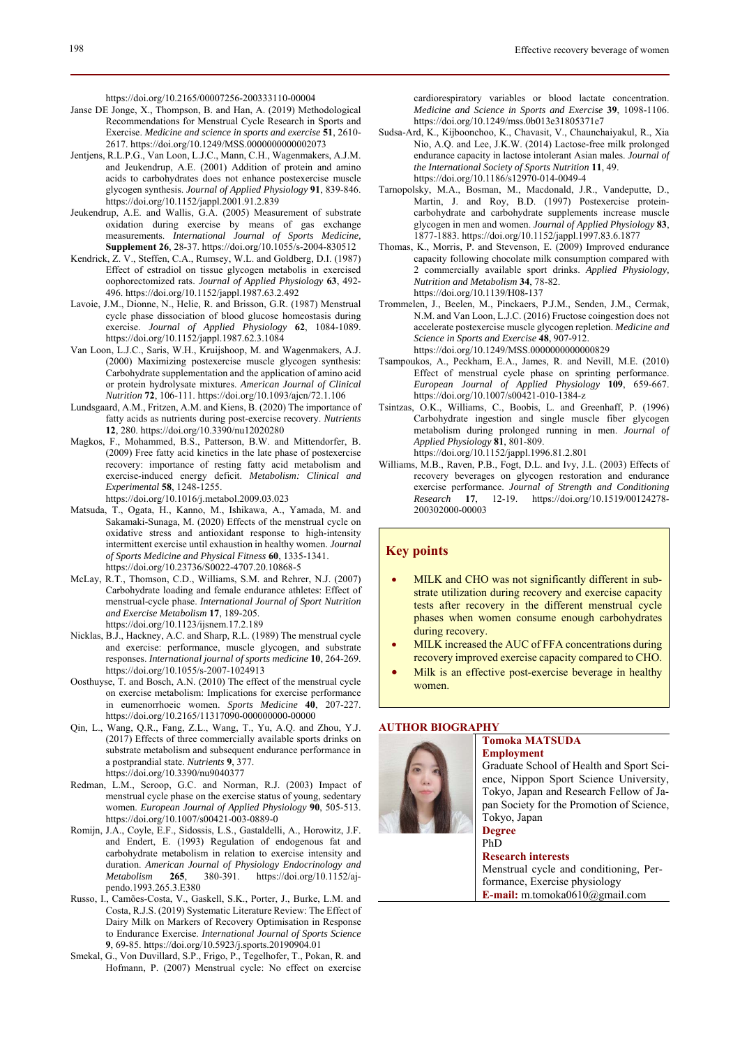https://doi.org/10.2165/00007256-200333110-00004

Janse DE Jonge, X., Thompson, B. and Han, A. (2019) Methodological Recommendations for Menstrual Cycle Research in Sports and Exercise. *Medicine and science in sports and exercise* **51**, 2610-2617. https://doi.org/10.1249/MSS.0000000000002073

Jentjens, R.L.P.G., Van Loon, L.J.C., Mann, C.H., Wagenmakers, A.J.M. and Jeukendrup, A.E. (2001) Addition of protein and amino acids to carbohydrates does not enhance postexercise muscle glycogen synthesis. *Journal of Applied Physiology* **91**, 839-846. https://doi.org/10.1152/jappl.2001.91.2.839

Jeukendrup, A.E. and Wallis, G.A. (2005) Measurement of substrate oxidation during exercise by means of gas exchange measurements. *International Journal of Sports Medicine,* **Supplement 26**, 28-37. https://doi.org/10.1055/s-2004-830512

Kendrick, Z. V., Steffen, C.A., Rumsey, W.L. and Goldberg, D.I. (1987) Effect of estradiol on tissue glycogen metabolis in exercised oophorectomized rats. *Journal of Applied Physiology* **63**, 492-496. https://doi.org/10.1152/jappl.1987.63.2.492

Lavoie, J.M., Dionne, N., Helie, R. and Brisson, G.R. (1987) Menstrual cycle phase dissociation of blood glucose homeostasis during exercise. *Journal of Applied Physiology* **62**, 1084-1089. https://doi.org/10.1152/jappl.1987.62.3.1084

Van Loon, L.J.C., Saris, W.H., Kruijshoop, M. and Wagenmakers, A.J. (2000) Maximizing postexercise muscle glycogen synthesis: Carbohydrate supplementation and the application of amino acid or protein hydrolysate mixtures. *American Journal of Clinical Nutrition* **72**, 106-111. https://doi.org/10.1093/ajcn/72.1.106

Lundsgaard, A.M., Fritzen, A.M. and Kiens, B. (2020) The importance of fatty acids as nutrients during post-exercise recovery. *Nutrients* **12**, 280. https://doi.org/10.3390/nu12020280

Magkos, F., Mohammed, B.S., Patterson, B.W. and Mittendorfer, B. (2009) Free fatty acid kinetics in the late phase of postexercise recovery: importance of resting fatty acid metabolism and exercise-induced energy deficit. *Metabolism: Clinical and Experimental* **58**, 1248-1255. https://doi.org/10.1016/j.metabol.2009.03.023

Matsuda, T., Ogata, H., Kanno, M., Ishikawa, A., Yamada, M. and Sakamaki-Sunaga, M. (2020) Effects of the menstrual cycle on oxidative stress and antioxidant response to high-intensity intermittent exercise until exhaustion in healthy women. *Journal of Sports Medicine and Physical Fitness* **60**, 1335-1341. https://doi.org/10.23736/S0022-4707.20.10868-5

McLay, R.T., Thomson, C.D., Williams, S.M. and Rehrer, N.J. (2007) Carbohydrate loading and female endurance athletes: Effect of menstrual-cycle phase. *International Journal of Sport Nutrition and Exercise Metabolism* **17**, 189-205. https://doi.org/10.1123/ijsnem.17.2.189

Nicklas, B.J., Hackney, A.C. and Sharp, R.L. (1989) The menstrual cycle and exercise: performance, muscle glycogen, and substrate responses. *International journal of sports medicine* **10**, 264-269. https://doi.org/10.1055/s-2007-1024913

Oosthuyse, T. and Bosch, A.N. (2010) The effect of the menstrual cycle on exercise metabolism: Implications for exercise performance in eumenorrhoeic women. *Sports Medicine* **40**, 207-227. https://doi.org/10.2165/11317090-000000000-00000

Qin, L., Wang, Q.R., Fang, Z.L., Wang, T., Yu, A.Q. and Zhou, Y.J. (2017) Effects of three commercially available sports drinks on substrate metabolism and subsequent endurance performance in a postprandial state. *Nutrients* **9**, 377. https://doi.org/10.3390/nu9040377

Redman, L.M., Scroop, G.C. and Norman, R.J. (2003) Impact of menstrual cycle phase on the exercise status of young, sedentary women. *European Journal of Applied Physiology* **90**, 505-513. https://doi.org/10.1007/s00421-003-0889-0

Romijn, J.A., Coyle, E.F., Sidossis, L.S., Gastaldelli, A., Horowitz, J.F. and Endert, E. (1993) Regulation of endogenous fat and carbohydrate metabolism in relation to exercise intensity and duration. *American Journal of Physiology Endocrinology and Metabolism* **265**, 380-391. https://doi.org/10.1152/ajpendo.1993.265.3.E380

Russo, I., Camões-Costa, V., Gaskell, S.K., Porter, J., Burke, L.M. and Costa, R.J.S. (2019) Systematic Literature Review: The Effect of Dairy Milk on Markers of Recovery Optimisation in Response to Endurance Exercise. *International Journal of Sports Science* **9**, 69-85. https://doi.org/10.5923/j.sports.20190904.01

Smekal, G., Von Duvillard, S.P., Frigo, P., Tegelhofer, T., Pokan, R. and Hofmann, P. (2007) Menstrual cycle: No effect on exercise cardiorespiratory variables or blood lactate concentration. *Medicine and Science in Sports and Exercise* **39**, 1098-1106. https://doi.org/10.1249/mss.0b013e31805371e7

Sudsa-Ard, K., Kijboonchoo, K., Chavasit, V., Chaunchaiyakul, R., Xia Nio, A.Q. and Lee, J.K.W. (2014) Lactose-free milk prolonged endurance capacity in lactose intolerant Asian males. *Journal of the International Society of Sports Nutrition* **11**, 49. https://doi.org/10.1186/s12970-014-0049-4

Tarnopolsky, M.A., Bosman, M., Macdonald, J.R., Vandeputte, D., Martin, J. and Roy, B.D. (1997) Postexercise protein-carbohydrate and carbohydrate supplements increase muscle glycogen in men and women. *Journal of Applied Physiology* **83**, 1877-1883. https://doi.org/10.1152/jappl.1997.83.6.1877

Thomas, K., Morris, P. and Stevenson, E. (2009) Improved endurance capacity following chocolate milk consumption compared with 2 commercially available sport drinks. *Applied Physiology, Nutrition and Metabolism* **34**, 78-82. https://doi.org/10.1139/H08-137

Trommelen, J., Beelen, M., Pinckaers, P.J.M., Senden, J.M., Cermak, N.M. and Van Loon, L.J.C. (2016) Fructose coingestion does not accelerate postexercise muscle glycogen repletion. *Medicine and Science in Sports and Exercise* **48**, 907-912. https://doi.org/10.1249/MSS.0000000000000829

Tsampoukos, A., Peckham, E.A., James, R. and Nevill, M.E. (2010) Effect of menstrual cycle phase on sprinting performance. *European Journal of Applied Physiology* **109**, 659-667. https://doi.org/10.1007/s00421-010-1384-z

Tsintzas, O.K., Williams, C., Boobis, L. and Greenhaff, P. (1996) Carbohydrate ingestion and single muscle fiber glycogen metabolism during prolonged running in men. *Journal of Applied Physiology* **81**, 801-809. https://doi.org/10.1152/jappl.1996.81.2.801

Williams, M.B., Raven, P.B., Fogt, D.L. and Ivy, J.L. (2003) Effects of recovery beverages on glycogen restoration and endurance exercise performance. *Journal of Strength and Conditioning Research* **17**, 12-19. https://doi.org/10.1519/00124278-200302000-00003

## Key points

- MILK and CHO was not significantly different in substrate utilization during recovery and exercise capacity tests after recovery in the different menstrual cycle phases when women consume enough carbohydrates during recovery.
- MILK increased the AUC of FFA concentrations during recovery improved exercise capacity compared to CHO.
- Milk is an effective post-exercise beverage in healthy women.

## AUTHOR BIOGRAPHY

**Tomoka MATSUDA**

**Employment**

Graduate School of Health and Sport Science, Nippon Sport Science University, Tokyo, Japan and Research Fellow of Japan Society for the Promotion of Science, Tokyo, Japan

**Degree**

PhD

**Research interests**

Menstrual cycle and conditioning, Performance, Exercise physiology

**E-mail:** m.tomoka0610@gmail.com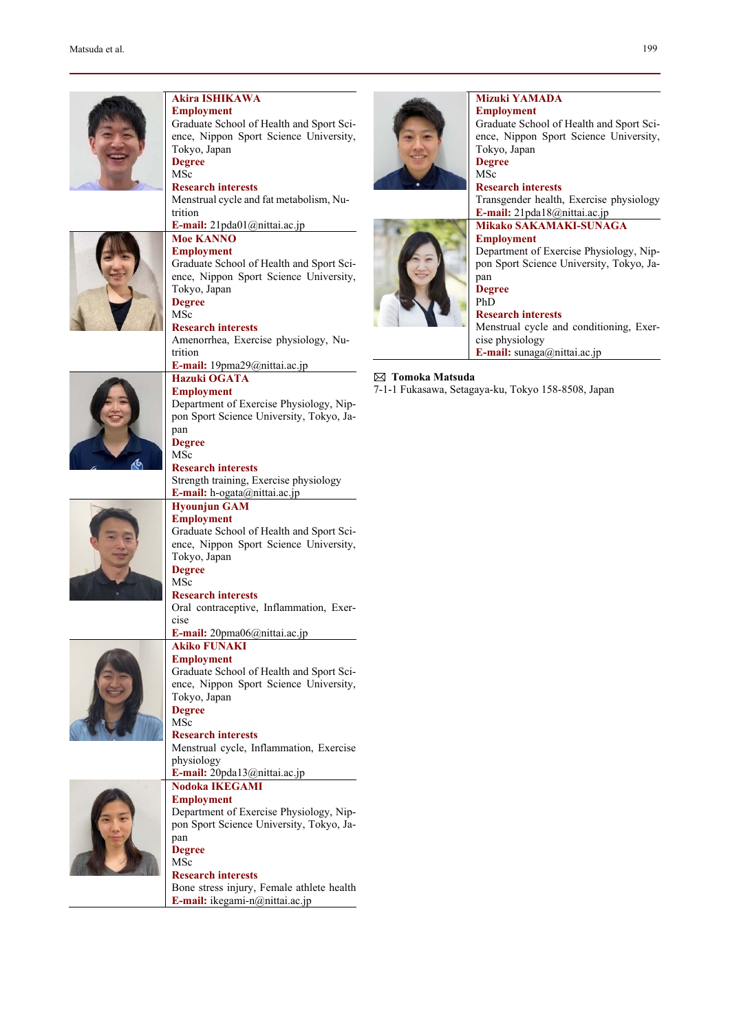**Akira ISHIKAWA**
**Employment**
Graduate School of Health and Sport Science, Nippon Sport Science University, Tokyo, Japan
**Degree**
MSc
**Research interests**
Menstrual cycle and fat metabolism, Nutrition
**E-mail:** 21pda01@nittai.ac.jp

**Moe KANNO**
**Employment**
Graduate School of Health and Sport Science, Nippon Sport Science University, Tokyo, Japan
**Degree**
MSc
**Research interests**
Amenorrhea, Exercise physiology, Nutrition
**E-mail:** 19pma29@nittai.ac.jp

**Hazuki OGATA**
**Employment**
Department of Exercise Physiology, Nippon Sport Science University, Tokyo, Japan
**Degree**
MSc
**Research interests**
Strength training, Exercise physiology
**E-mail:** h-ogata@nittai.ac.jp

**Hyounjun GAM**
**Employment**
Graduate School of Health and Sport Science, Nippon Sport Science University, Tokyo, Japan
**Degree**
MSc
**Research interests**
Oral contraceptive, Inflammation, Exercise
**E-mail:** 20pma06@nittai.ac.jp

**Akiko FUNAKI**
**Employment**
Graduate School of Health and Sport Science, Nippon Sport Science University, Tokyo, Japan
**Degree**
MSc
**Research interests**
Menstrual cycle, Inflammation, Exercise physiology
**E-mail:** 20pda13@nittai.ac.jp

**Nodoka IKEGAMI**
**Employment**
Department of Exercise Physiology, Nippon Sport Science University, Tokyo, Japan
**Degree**
MSc
**Research interests**
Bone stress injury, Female athlete health
**E-mail:** ikegami-n@nittai.ac.jp

**Mizuki YAMADA**
**Employment**
Graduate School of Health and Sport Science, Nippon Sport Science University, Tokyo, Japan
**Degree**
MSc
**Research interests**
Transgender health, Exercise physiology
**E-mail:** 21pda18@nittai.ac.jp

**Mikako SAKAMAKI-SUNAGA**
**Employment**
Department of Exercise Physiology, Nippon Sport Science University, Tokyo, Japan
**Degree**
PhD
**Research interests**
Menstrual cycle and conditioning, Exercise physiology
**E-mail:** sunaga@nittai.ac.jp

✉ **Tomoka Matsuda**
7-1-1 Fukasawa, Setagaya-ku, Tokyo 158-8508, Japan